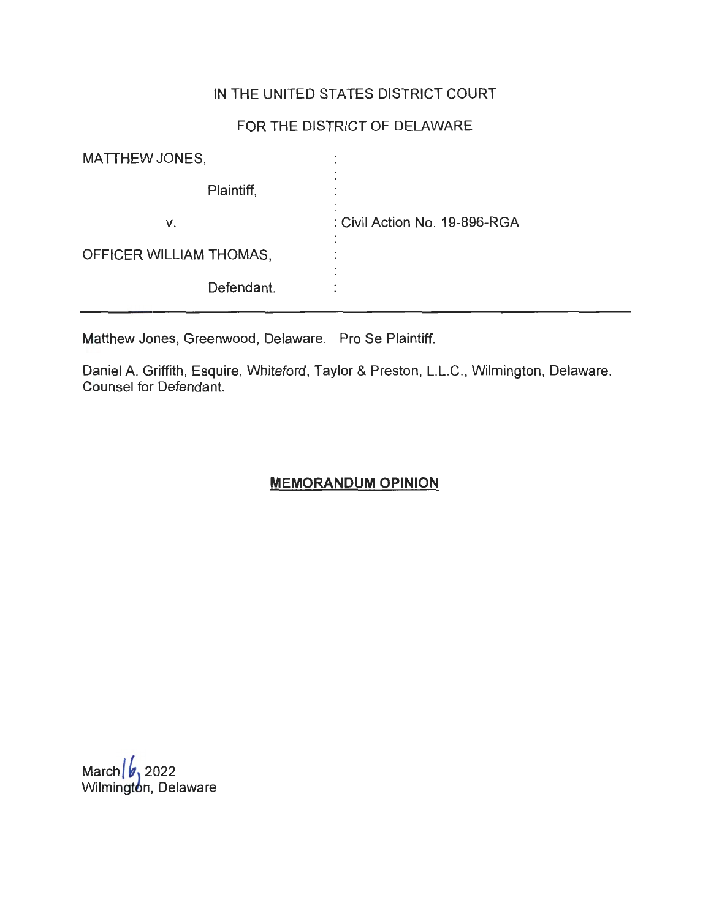IN THE UNITED STATES DISTRICT COURT

FOR THE DISTRICT OF DELAWARE

| | | |
|---|---|---|
| MATTHEW JONES, | : | |
| Plaintiff, | : | |
| v. | : | Civil Action No. 19-896-RGA |
| OFFICER WILLIAM THOMAS, | : | |
| Defendant. | : | |

---

Matthew Jones, Greenwood, Delaware. Pro Se Plaintiff.

Daniel A. Griffith, Esquire, Whiteford, Taylor & Preston, L.L.C., Wilmington, Delaware. Counsel for Defendant.

**MEMORANDUM OPINION**

March 16, 2022
Wilmington, Delaware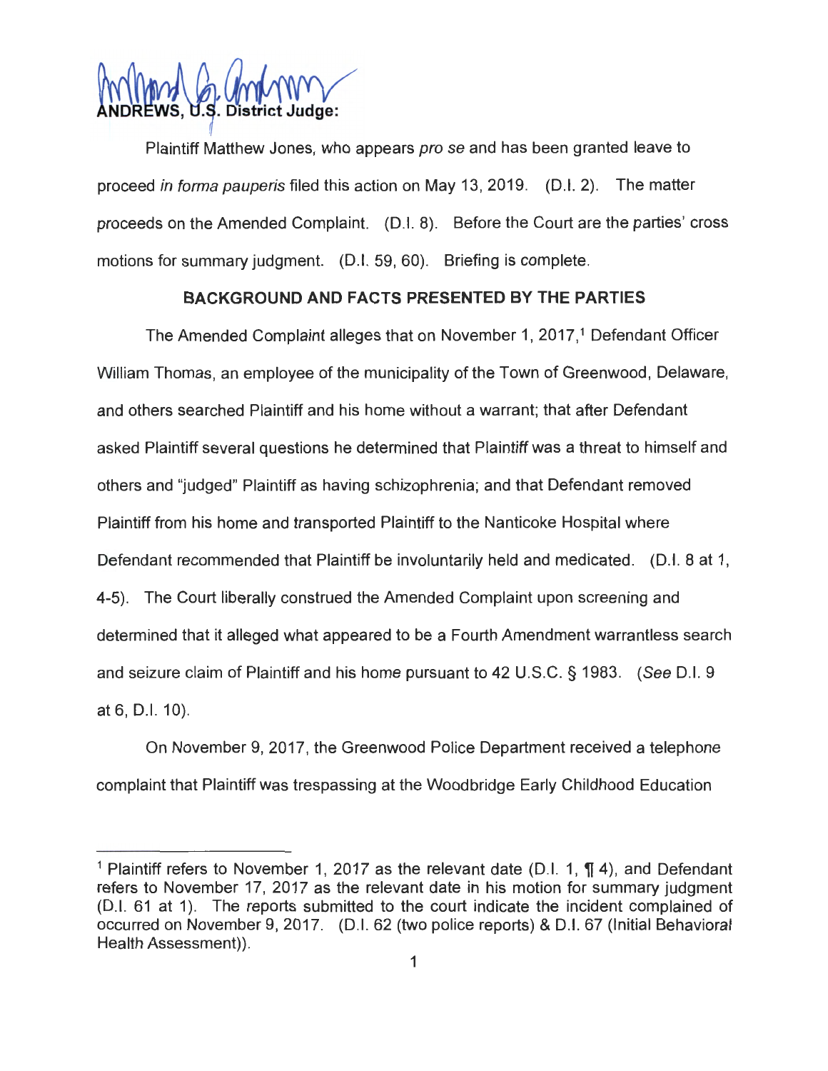ANDREWS, U.S. District Judge:

Plaintiff Matthew Jones, who appears *pro se* and has been granted leave to proceed *in forma pauperis* filed this action on May 13, 2019. (D.I. 2). The matter proceeds on the Amended Complaint. (D.I. 8). Before the Court are the parties' cross motions for summary judgment. (D.I. 59, 60). Briefing is complete.

## BACKGROUND AND FACTS PRESENTED BY THE PARTIES

The Amended Complaint alleges that on November 1, 2017,[1] Defendant Officer William Thomas, an employee of the municipality of the Town of Greenwood, Delaware, and others searched Plaintiff and his home without a warrant; that after Defendant asked Plaintiff several questions he determined that Plaintiff was a threat to himself and others and "judged" Plaintiff as having schizophrenia; and that Defendant removed Plaintiff from his home and transported Plaintiff to the Nanticoke Hospital where Defendant recommended that Plaintiff be involuntarily held and medicated. (D.I. 8 at 1, 4-5). The Court liberally construed the Amended Complaint upon screening and determined that it alleged what appeared to be a Fourth Amendment warrantless search and seizure claim of Plaintiff and his home pursuant to 42 U.S.C. § 1983. (*See* D.I. 9 at 6, D.I. 10).

On November 9, 2017, the Greenwood Police Department received a telephone complaint that Plaintiff was trespassing at the Woodbridge Early Childhood Education

---

[1] Plaintiff refers to November 1, 2017 as the relevant date (D.I. 1, ¶ 4), and Defendant refers to November 17, 2017 as the relevant date in his motion for summary judgment (D.I. 61 at 1). The reports submitted to the court indicate the incident complained of occurred on November 9, 2017. (D.I. 62 (two police reports) & D.I. 67 (Initial Behavioral Health Assessment)).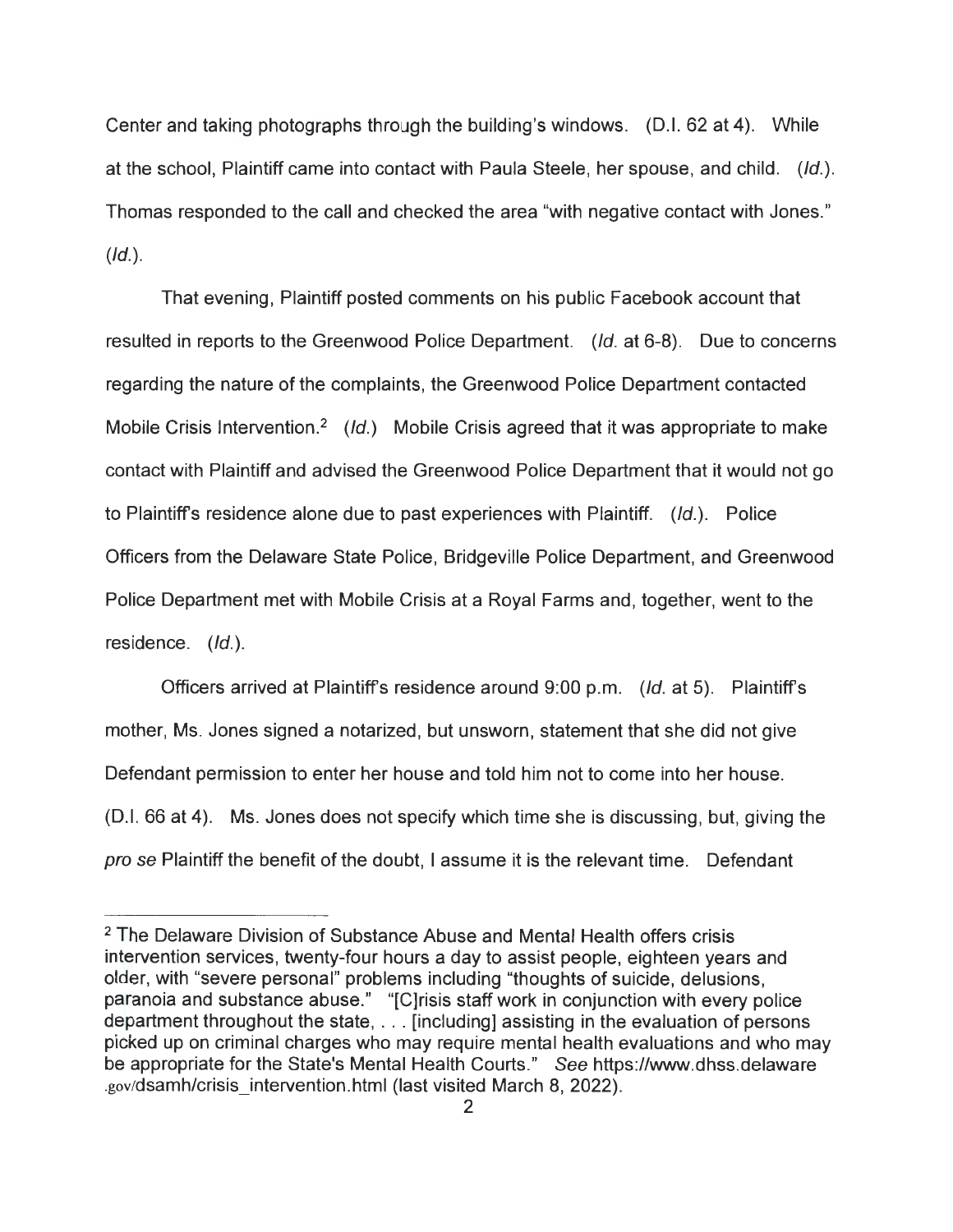Center and taking photographs through the building's windows. (D.I. 62 at 4). While at the school, Plaintiff came into contact with Paula Steele, her spouse, and child. (*Id.*). Thomas responded to the call and checked the area "with negative contact with Jones." (*Id.*).

That evening, Plaintiff posted comments on his public Facebook account that resulted in reports to the Greenwood Police Department. (*Id.* at 6-8). Due to concerns regarding the nature of the complaints, the Greenwood Police Department contacted Mobile Crisis Intervention.[2] (*Id.*) Mobile Crisis agreed that it was appropriate to make contact with Plaintiff and advised the Greenwood Police Department that it would not go to Plaintiff's residence alone due to past experiences with Plaintiff. (*Id.*). Police Officers from the Delaware State Police, Bridgeville Police Department, and Greenwood Police Department met with Mobile Crisis at a Royal Farms and, together, went to the residence. (*Id.*).

Officers arrived at Plaintiff's residence around 9:00 p.m. (*Id.* at 5). Plaintiff's mother, Ms. Jones signed a notarized, but unsworn, statement that she did not give Defendant permission to enter her house and told him not to come into her house. (D.I. 66 at 4). Ms. Jones does not specify which time she is discussing, but, giving the *pro se* Plaintiff the benefit of the doubt, I assume it is the relevant time. Defendant

---

[2] The Delaware Division of Substance Abuse and Mental Health offers crisis intervention services, twenty-four hours a day to assist people, eighteen years and older, with "severe personal" problems including "thoughts of suicide, delusions, paranoia and substance abuse." "[C]risis staff work in conjunction with every police department throughout the state, . . . [including] assisting in the evaluation of persons picked up on criminal charges who may require mental health evaluations and who may be appropriate for the State's Mental Health Courts." *See* https://www.dhss.delaware.gov/dsamh/crisis_intervention.html (last visited March 8, 2022).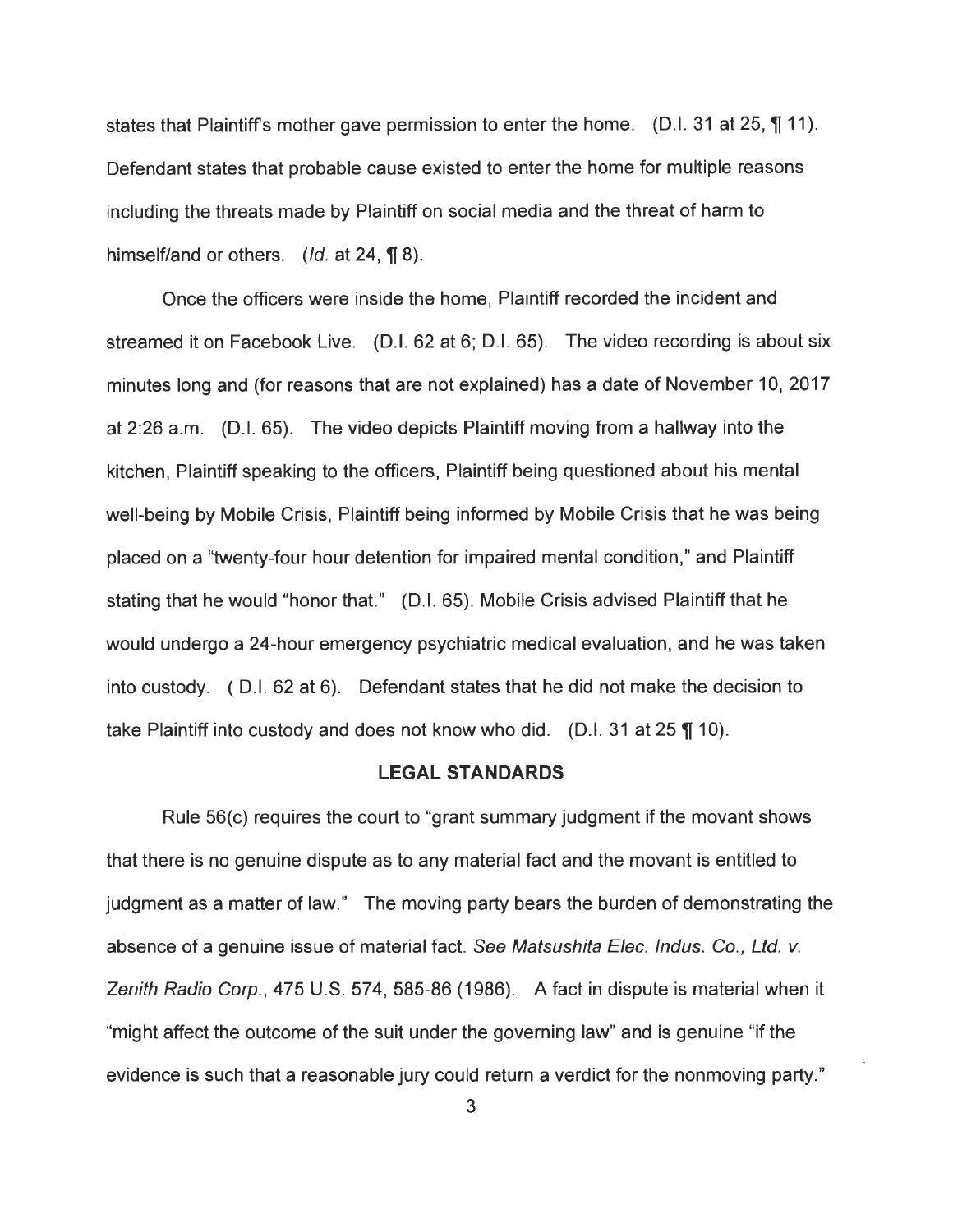states that Plaintiff's mother gave permission to enter the home. (D.I. 31 at 25, ¶ 11). Defendant states that probable cause existed to enter the home for multiple reasons including the threats made by Plaintiff on social media and the threat of harm to himself/and or others. (*Id.* at 24, ¶ 8).

Once the officers were inside the home, Plaintiff recorded the incident and streamed it on Facebook Live. (D.I. 62 at 6; D.I. 65). The video recording is about six minutes long and (for reasons that are not explained) has a date of November 10, 2017 at 2:26 a.m. (D.I. 65). The video depicts Plaintiff moving from a hallway into the kitchen, Plaintiff speaking to the officers, Plaintiff being questioned about his mental well-being by Mobile Crisis, Plaintiff being informed by Mobile Crisis that he was being placed on a "twenty-four hour detention for impaired mental condition," and Plaintiff stating that he would "honor that." (D.I. 65). Mobile Crisis advised Plaintiff that he would undergo a 24-hour emergency psychiatric medical evaluation, and he was taken into custody. ( D.I. 62 at 6). Defendant states that he did not make the decision to take Plaintiff into custody and does not know who did. (D.I. 31 at 25 ¶ 10).

## LEGAL STANDARDS

Rule 56(c) requires the court to "grant summary judgment if the movant shows that there is no genuine dispute as to any material fact and the movant is entitled to judgment as a matter of law." The moving party bears the burden of demonstrating the absence of a genuine issue of material fact. *See Matsushita Elec. Indus. Co., Ltd. v. Zenith Radio Corp.*, 475 U.S. 574, 585-86 (1986). A fact in dispute is material when it "might affect the outcome of the suit under the governing law" and is genuine "if the evidence is such that a reasonable jury could return a verdict for the nonmoving party."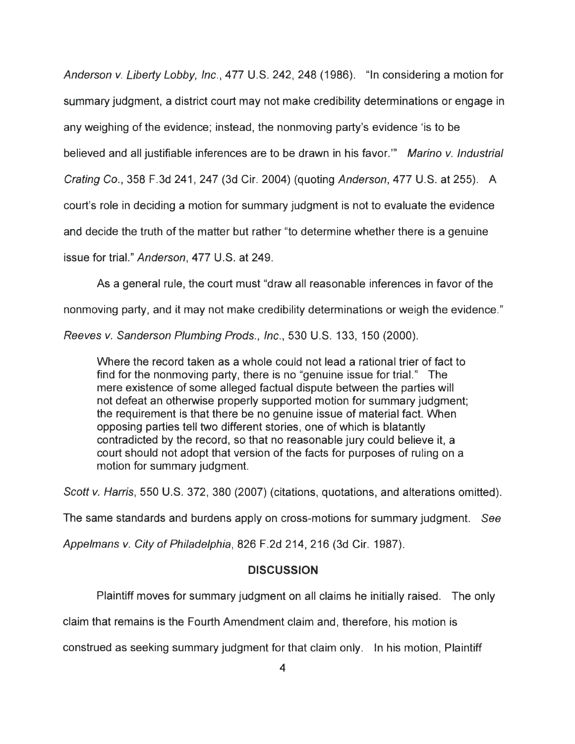*Anderson v. Liberty Lobby, Inc.*, 477 U.S. 242, 248 (1986). "In considering a motion for summary judgment, a district court may not make credibility determinations or engage in any weighing of the evidence; instead, the nonmoving party's evidence 'is to be believed and all justifiable inferences are to be drawn in his favor.'" *Marino v. Industrial Crating Co.*, 358 F.3d 241, 247 (3d Cir. 2004) (quoting *Anderson*, 477 U.S. at 255). A court's role in deciding a motion for summary judgment is not to evaluate the evidence and decide the truth of the matter but rather "to determine whether there is a genuine issue for trial." *Anderson*, 477 U.S. at 249.

As a general rule, the court must "draw all reasonable inferences in favor of the nonmoving party, and it may not make credibility determinations or weigh the evidence." *Reeves v. Sanderson Plumbing Prods., Inc.*, 530 U.S. 133, 150 (2000).

> Where the record taken as a whole could not lead a rational trier of fact to find for the nonmoving party, there is no "genuine issue for trial." The mere existence of some alleged factual dispute between the parties will not defeat an otherwise properly supported motion for summary judgment; the requirement is that there be no genuine issue of material fact. When opposing parties tell two different stories, one of which is blatantly contradicted by the record, so that no reasonable jury could believe it, a court should not adopt that version of the facts for purposes of ruling on a motion for summary judgment.

*Scott v. Harris*, 550 U.S. 372, 380 (2007) (citations, quotations, and alterations omitted). The same standards and burdens apply on cross-motions for summary judgment. *See Appelmans v. City of Philadelphia*, 826 F.2d 214, 216 (3d Cir. 1987).

## DISCUSSION

Plaintiff moves for summary judgment on all claims he initially raised. The only claim that remains is the Fourth Amendment claim and, therefore, his motion is construed as seeking summary judgment for that claim only. In his motion, Plaintiff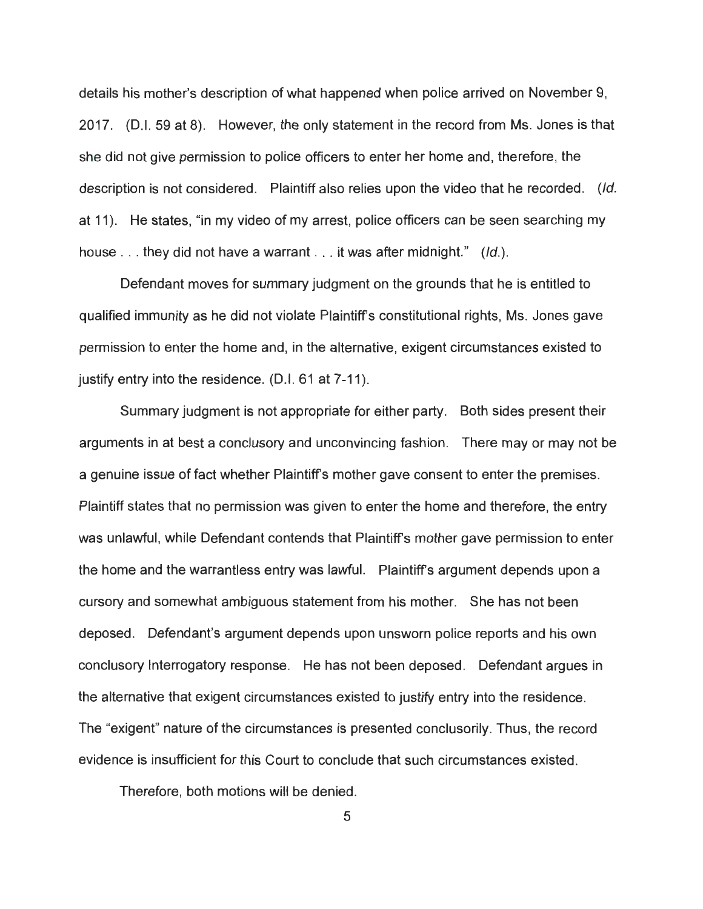details his mother's description of what happened when police arrived on November 9, 2017. (D.I. 59 at 8). However, the only statement in the record from Ms. Jones is that she did not give permission to police officers to enter her home and, therefore, the description is not considered. Plaintiff also relies upon the video that he recorded. (*Id.* at 11). He states, "in my video of my arrest, police officers can be seen searching my house . . . they did not have a warrant . . . it was after midnight." (*Id.*).

Defendant moves for summary judgment on the grounds that he is entitled to qualified immunity as he did not violate Plaintiff's constitutional rights, Ms. Jones gave permission to enter the home and, in the alternative, exigent circumstances existed to justify entry into the residence. (D.I. 61 at 7-11).

Summary judgment is not appropriate for either party. Both sides present their arguments in at best a conclusory and unconvincing fashion. There may or may not be a genuine issue of fact whether Plaintiff's mother gave consent to enter the premises. Plaintiff states that no permission was given to enter the home and therefore, the entry was unlawful, while Defendant contends that Plaintiff's mother gave permission to enter the home and the warrantless entry was lawful. Plaintiff's argument depends upon a cursory and somewhat ambiguous statement from his mother. She has not been deposed. Defendant's argument depends upon unsworn police reports and his own conclusory Interrogatory response. He has not been deposed. Defendant argues in the alternative that exigent circumstances existed to justify entry into the residence. The "exigent" nature of the circumstances is presented conclusorily. Thus, the record evidence is insufficient for this Court to conclude that such circumstances existed.

Therefore, both motions will be denied.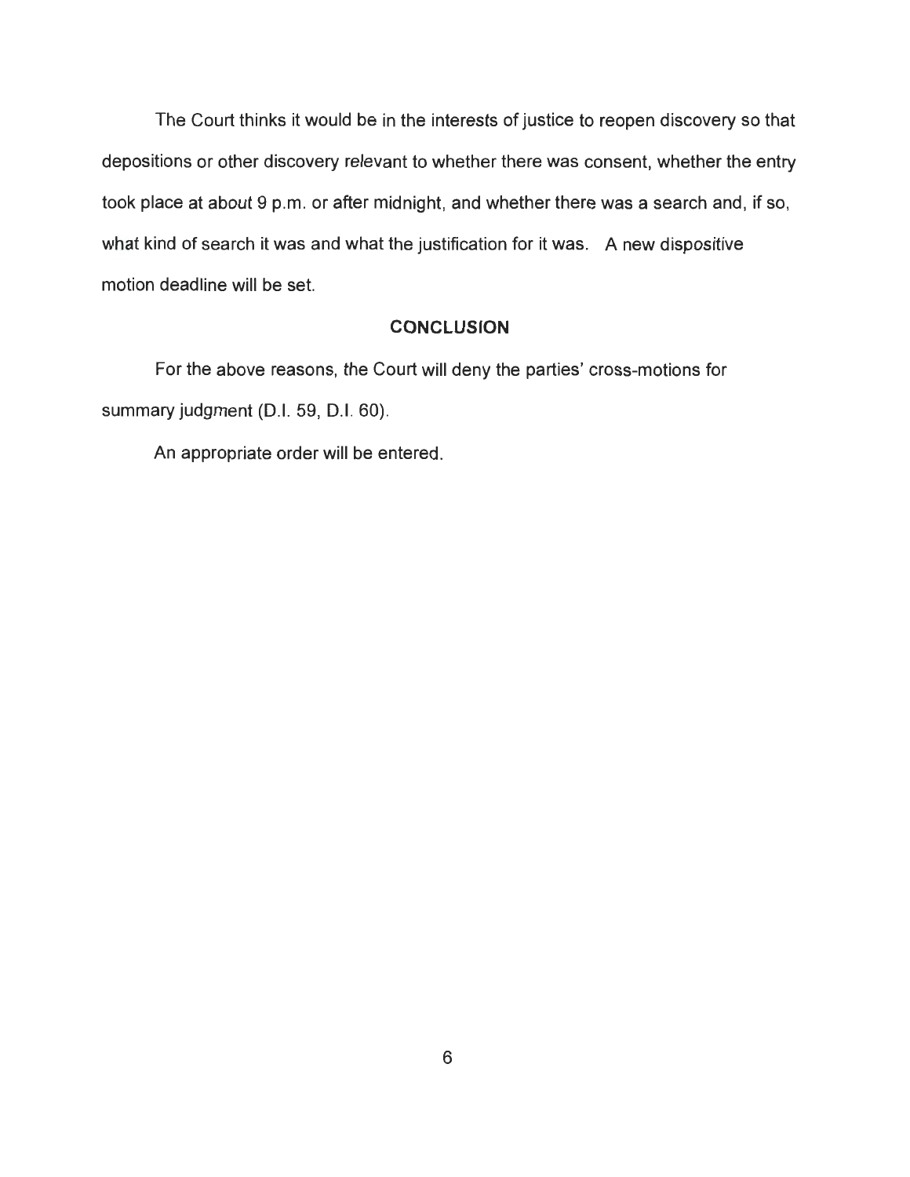The Court thinks it would be in the interests of justice to reopen discovery so that depositions or other discovery relevant to whether there was consent, whether the entry took place at about 9 p.m. or after midnight, and whether there was a search and, if so, what kind of search it was and what the justification for it was. A new dispositive motion deadline will be set.

## CONCLUSION

For the above reasons, the Court will deny the parties' cross-motions for summary judgment (D.I. 59, D.I. 60).

An appropriate order will be entered.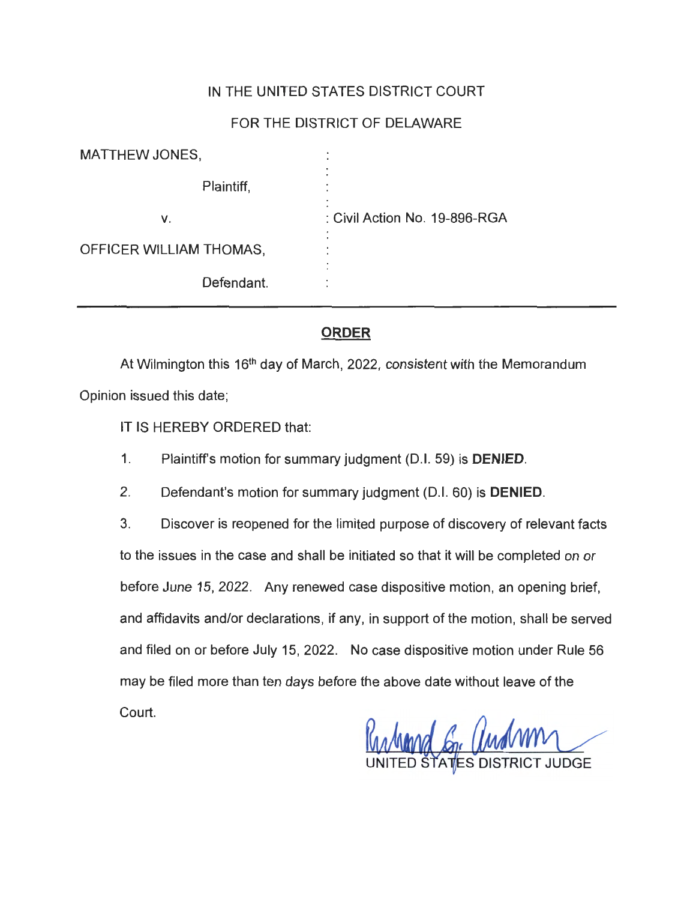IN THE UNITED STATES DISTRICT COURT

FOR THE DISTRICT OF DELAWARE

| | |
|---|---|
| MATTHEW JONES, | : |
| Plaintiff, | : |
| v. | : Civil Action No. 19-896-RGA |
| OFFICER WILLIAM THOMAS, | : |
| Defendant. | : |

---

**ORDER**

At Wilmington this 16th day of March, 2022, consistent with the Memorandum Opinion issued this date;

IT IS HEREBY ORDERED that:

1. Plaintiff's motion for summary judgment (D.I. 59) is **DENIED**.

2. Defendant's motion for summary judgment (D.I. 60) is **DENIED**.

3. Discover is reopened for the limited purpose of discovery of relevant facts to the issues in the case and shall be initiated so that it will be completed on or before June 15, 2022. Any renewed case dispositive motion, an opening brief, and affidavits and/or declarations, if any, in support of the motion, shall be served and filed on or before July 15, 2022. No case dispositive motion under Rule 56 may be filed more than ten days before the above date without leave of the Court.

UNITED STATES DISTRICT JUDGE